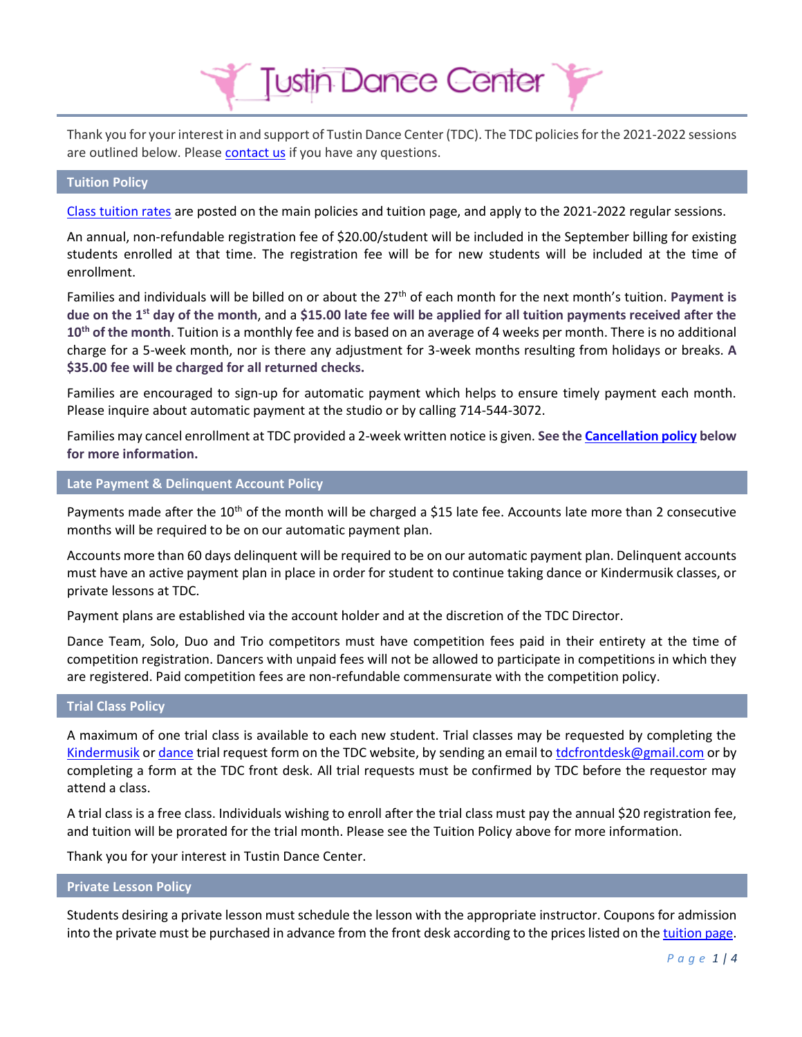# Tustin Dance Center

Thank you for your interest in and support of Tustin Dance Center (TDC). The TDC policies for the 2021-2022 sessions are outlined below. Please contact us if you have any questions.

## Tuition Policy

Class tuition rates are posted on the main policies and tuition page, and apply to the 2021-2022 regular sessions.

An annual, non-refundable registration fee of $20.00/student will be included in the September billing for existing students enrolled at that time. The registration fee will be for new students will be included at the time of enrollment.

Families and individuals will be billed on or about the 27th of each month for the next month's tuition. **Payment is due on the 1st day of the month**, and a **$15.00 late fee will be applied for all tuition payments received after the 10th of the month**. Tuition is a monthly fee and is based on an average of 4 weeks per month. There is no additional charge for a 5-week month, nor is there any adjustment for 3-week months resulting from holidays or breaks. **A $35.00 fee will be charged for all returned checks.**

Families are encouraged to sign-up for automatic payment which helps to ensure timely payment each month. Please inquire about automatic payment at the studio or by calling 714-544-3072.

Families may cancel enrollment at TDC provided a 2-week written notice is given. **See the Cancellation policy below for more information.**

## Late Payment & Delinquent Account Policy

Payments made after the 10th of the month will be charged a $15 late fee. Accounts late more than 2 consecutive months will be required to be on our automatic payment plan.

Accounts more than 60 days delinquent will be required to be on our automatic payment plan. Delinquent accounts must have an active payment plan in place in order for student to continue taking dance or Kindermusik classes, or private lessons at TDC.

Payment plans are established via the account holder and at the discretion of the TDC Director.

Dance Team, Solo, Duo and Trio competitors must have competition fees paid in their entirety at the time of competition registration. Dancers with unpaid fees will not be allowed to participate in competitions in which they are registered. Paid competition fees are non-refundable commensurate with the competition policy.

## Trial Class Policy

A maximum of one trial class is available to each new student. Trial classes may be requested by completing the Kindermusik or dance trial request form on the TDC website, by sending an email to tdcfrontdesk@gmail.com or by completing a form at the TDC front desk. All trial requests must be confirmed by TDC before the requestor may attend a class.

A trial class is a free class. Individuals wishing to enroll after the trial class must pay the annual $20 registration fee, and tuition will be prorated for the trial month. Please see the Tuition Policy above for more information.

Thank you for your interest in Tustin Dance Center.

## Private Lesson Policy

Students desiring a private lesson must schedule the lesson with the appropriate instructor. Coupons for admission into the private must be purchased in advance from the front desk according to the prices listed on the tuition page.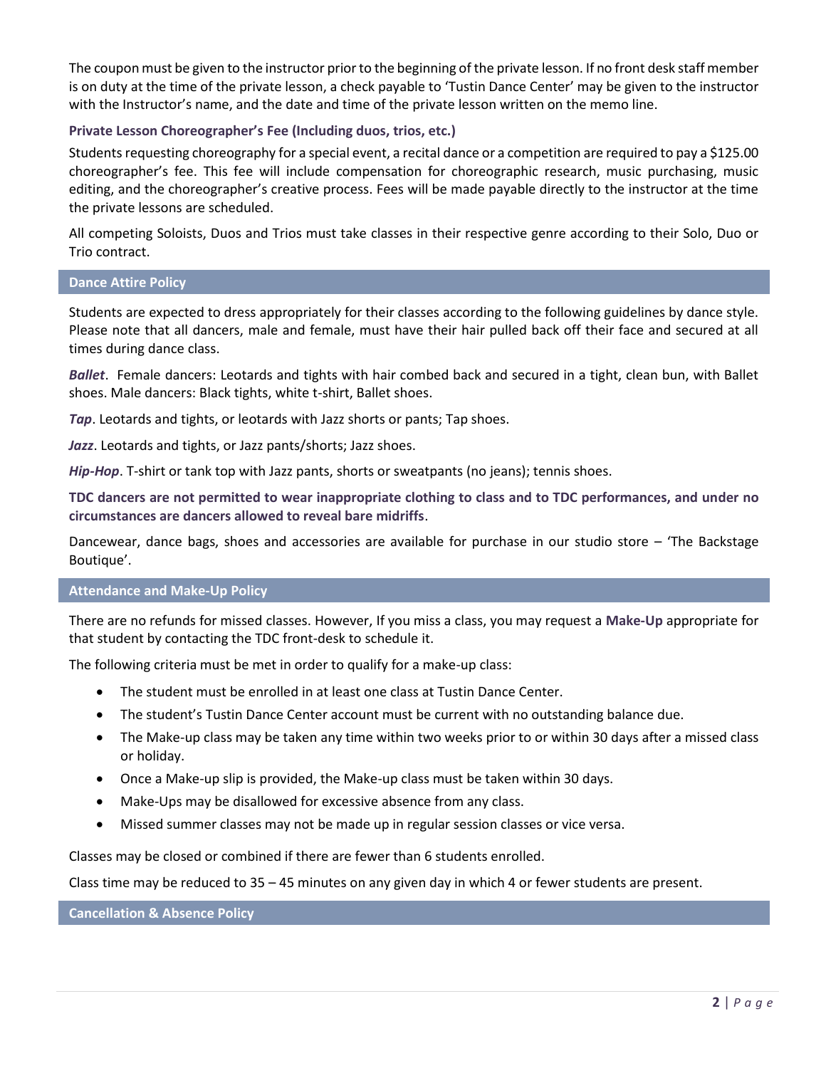The coupon must be given to the instructor prior to the beginning of the private lesson. If no front desk staff member is on duty at the time of the private lesson, a check payable to 'Tustin Dance Center' may be given to the instructor with the Instructor's name, and the date and time of the private lesson written on the memo line.

### Private Lesson Choreographer's Fee (Including duos, trios, etc.)

Students requesting choreography for a special event, a recital dance or a competition are required to pay a $125.00 choreographer's fee. This fee will include compensation for choreographic research, music purchasing, music editing, and the choreographer's creative process. Fees will be made payable directly to the instructor at the time the private lessons are scheduled.

All competing Soloists, Duos and Trios must take classes in their respective genre according to their Solo, Duo or Trio contract.

## Dance Attire Policy

Students are expected to dress appropriately for their classes according to the following guidelines by dance style. Please note that all dancers, male and female, must have their hair pulled back off their face and secured at all times during dance class.

***Ballet***. Female dancers: Leotards and tights with hair combed back and secured in a tight, clean bun, with Ballet shoes. Male dancers: Black tights, white t-shirt, Ballet shoes.

***Tap***. Leotards and tights, or leotards with Jazz shorts or pants; Tap shoes.

***Jazz***. Leotards and tights, or Jazz pants/shorts; Jazz shoes.

***Hip-Hop***. T-shirt or tank top with Jazz pants, shorts or sweatpants (no jeans); tennis shoes.

**TDC dancers are not permitted to wear inappropriate clothing to class and to TDC performances, and under no circumstances are dancers allowed to reveal bare midriffs**.

Dancewear, dance bags, shoes and accessories are available for purchase in our studio store – 'The Backstage Boutique'.

## Attendance and Make-Up Policy

There are no refunds for missed classes. However, If you miss a class, you may request a **Make-Up** appropriate for that student by contacting the TDC front-desk to schedule it.

The following criteria must be met in order to qualify for a make-up class:

- The student must be enrolled in at least one class at Tustin Dance Center.
- The student's Tustin Dance Center account must be current with no outstanding balance due.
- The Make-up class may be taken any time within two weeks prior to or within 30 days after a missed class or holiday.
- Once a Make-up slip is provided, the Make-up class must be taken within 30 days.
- Make-Ups may be disallowed for excessive absence from any class.
- Missed summer classes may not be made up in regular session classes or vice versa.

Classes may be closed or combined if there are fewer than 6 students enrolled.

Class time may be reduced to 35 – 45 minutes on any given day in which 4 or fewer students are present.

## Cancellation & Absence Policy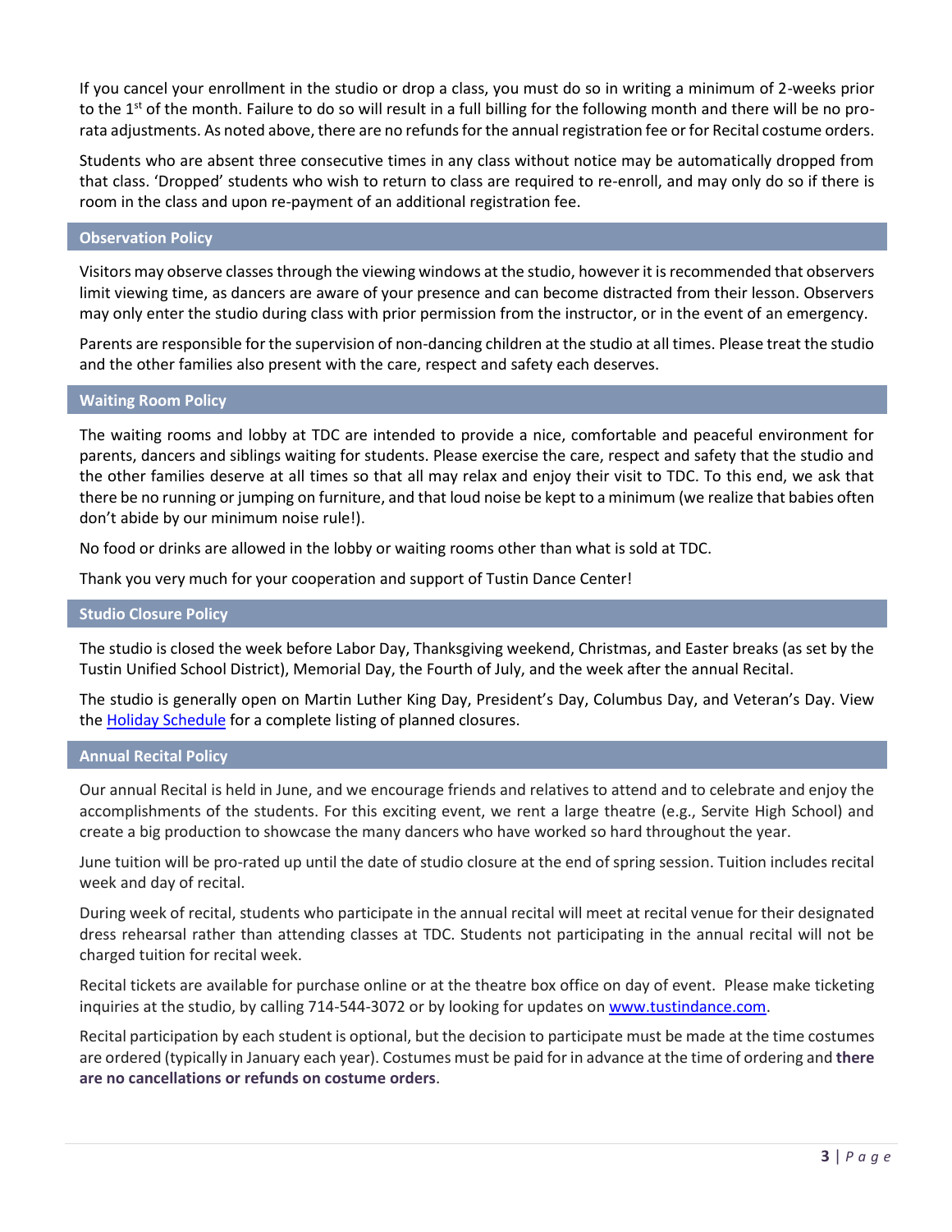If you cancel your enrollment in the studio or drop a class, you must do so in writing a minimum of 2-weeks prior to the 1st of the month. Failure to do so will result in a full billing for the following month and there will be no pro-rata adjustments. As noted above, there are no refunds for the annual registration fee or for Recital costume orders.

Students who are absent three consecutive times in any class without notice may be automatically dropped from that class. 'Dropped' students who wish to return to class are required to re-enroll, and may only do so if there is room in the class and upon re-payment of an additional registration fee.

## Observation Policy

Visitors may observe classes through the viewing windows at the studio, however it is recommended that observers limit viewing time, as dancers are aware of your presence and can become distracted from their lesson. Observers may only enter the studio during class with prior permission from the instructor, or in the event of an emergency.

Parents are responsible for the supervision of non-dancing children at the studio at all times. Please treat the studio and the other families also present with the care, respect and safety each deserves.

## Waiting Room Policy

The waiting rooms and lobby at TDC are intended to provide a nice, comfortable and peaceful environment for parents, dancers and siblings waiting for students. Please exercise the care, respect and safety that the studio and the other families deserve at all times so that all may relax and enjoy their visit to TDC. To this end, we ask that there be no running or jumping on furniture, and that loud noise be kept to a minimum (we realize that babies often don't abide by our minimum noise rule!).

No food or drinks are allowed in the lobby or waiting rooms other than what is sold at TDC.

Thank you very much for your cooperation and support of Tustin Dance Center!

## Studio Closure Policy

The studio is closed the week before Labor Day, Thanksgiving weekend, Christmas, and Easter breaks (as set by the Tustin Unified School District), Memorial Day, the Fourth of July, and the week after the annual Recital.

The studio is generally open on Martin Luther King Day, President's Day, Columbus Day, and Veteran's Day. View the [Holiday Schedule] for a complete listing of planned closures.

## Annual Recital Policy

Our annual Recital is held in June, and we encourage friends and relatives to attend and to celebrate and enjoy the accomplishments of the students. For this exciting event, we rent a large theatre (e.g., Servite High School) and create a big production to showcase the many dancers who have worked so hard throughout the year.

June tuition will be pro-rated up until the date of studio closure at the end of spring session. Tuition includes recital week and day of recital.

During week of recital, students who participate in the annual recital will meet at recital venue for their designated dress rehearsal rather than attending classes at TDC. Students not participating in the annual recital will not be charged tuition for recital week.

Recital tickets are available for purchase online or at the theatre box office on day of event. Please make ticketing inquiries at the studio, by calling 714-544-3072 or by looking for updates on www.tustindance.com.

Recital participation by each student is optional, but the decision to participate must be made at the time costumes are ordered (typically in January each year). Costumes must be paid for in advance at the time of ordering and **there are no cancellations or refunds on costume orders**.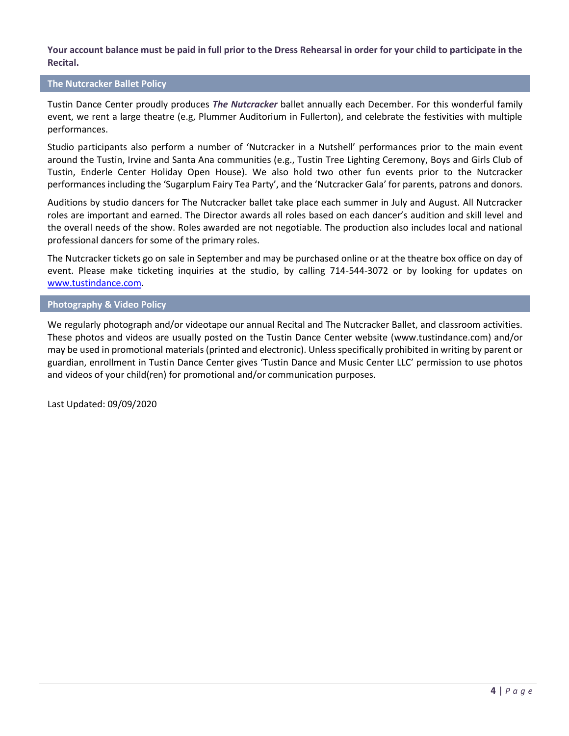**Your account balance must be paid in full prior to the Dress Rehearsal in order for your child to participate in the Recital.**

## The Nutcracker Ballet Policy

Tustin Dance Center proudly produces ***The Nutcracker*** ballet annually each December. For this wonderful family event, we rent a large theatre (e.g, Plummer Auditorium in Fullerton), and celebrate the festivities with multiple performances.

Studio participants also perform a number of 'Nutcracker in a Nutshell' performances prior to the main event around the Tustin, Irvine and Santa Ana communities (e.g., Tustin Tree Lighting Ceremony, Boys and Girls Club of Tustin, Enderle Center Holiday Open House). We also hold two other fun events prior to the Nutcracker performances including the 'Sugarplum Fairy Tea Party', and the 'Nutcracker Gala' for parents, patrons and donors.

Auditions by studio dancers for The Nutcracker ballet take place each summer in July and August. All Nutcracker roles are important and earned. The Director awards all roles based on each dancer's audition and skill level and the overall needs of the show. Roles awarded are not negotiable. The production also includes local and national professional dancers for some of the primary roles.

The Nutcracker tickets go on sale in September and may be purchased online or at the theatre box office on day of event. Please make ticketing inquiries at the studio, by calling 714-544-3072 or by looking for updates on [www.tustindance.com](http://www.tustindance.com).

## Photography & Video Policy

We regularly photograph and/or videotape our annual Recital and The Nutcracker Ballet, and classroom activities. These photos and videos are usually posted on the Tustin Dance Center website (www.tustindance.com) and/or may be used in promotional materials (printed and electronic). Unless specifically prohibited in writing by parent or guardian, enrollment in Tustin Dance Center gives 'Tustin Dance and Music Center LLC' permission to use photos and videos of your child(ren) for promotional and/or communication purposes.

Last Updated: 09/09/2020